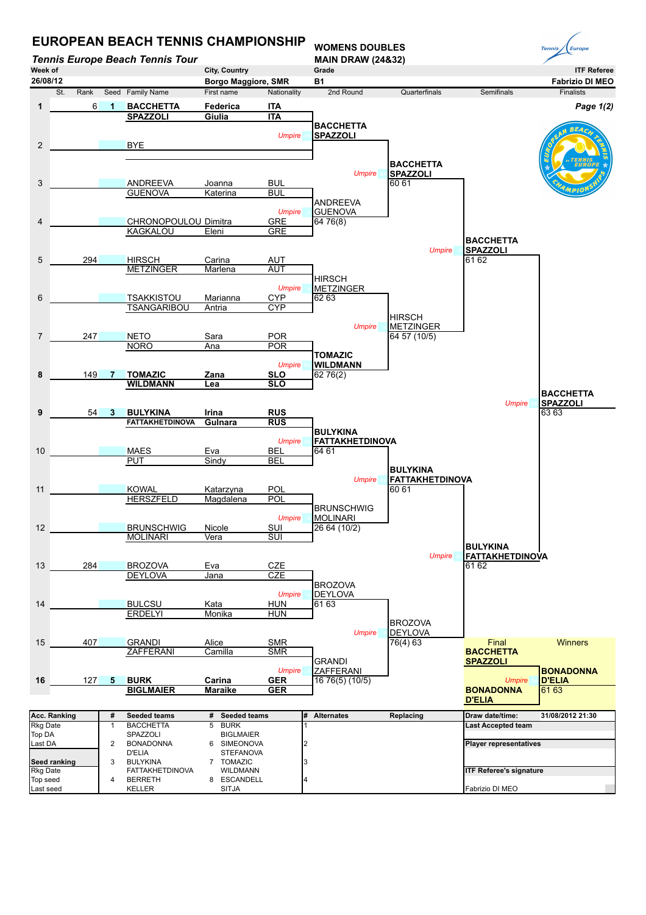# EUROPEAN BEACH TENNIS CHAMPIONSHIP

***Tennis Europe Beach Tennis Tour***

**WOMENS DOUBLES**
**MAIN DRAW (24&32)**

| Week of | City, Country | Grade | ITF Referee |
|---|---|---|---|
| 26/08/12 | Borgo Maggiore, SMR | B1 | Fabrizio DI MEO |

**Page 1(2)**

## First Round

| St. | Rank | Seed | Family Name | First name | Nationality |
|---|---|---|---|---|---|
| 1 | 6 | 1 | **BACCHETTA** | **Federica** | **ITA** |
| | | | **SPAZZOLI** | **Giulia** | **ITA** |
| 2 | | | BYE | | |
| 3 | | | ANDREEVA | Joanna | BUL |
| | | | GUENOVA | Katerina | BUL |
| 4 | | | CHRONOPOULOU | Dimitra | GRE |
| | | | KAGKALOU | Eleni | GRE |
| 5 | 294 | | HIRSCH | Carina | AUT |
| | | | METZINGER | Marlena | AUT |
| 6 | | | TSAKKISTOU | Marianna | CYP |
| | | | TSANGARIBOU | Antria | CYP |
| 7 | 247 | | NETO | Sara | POR |
| | | | NORO | Ana | POR |
| 8 | 149 | 7 | **TOMAZIC** | **Zana** | **SLO** |
| | | | **WILDMANN** | **Lea** | **SLO** |
| 9 | 54 | 3 | **BULYKINA** | **Irina** | **RUS** |
| | | | **FATTAKHETDINOVA** | **Gulnara** | **RUS** |
| 10 | | | MAES | Eva | BEL |
| | | | PUT | Sindy | BEL |
| 11 | | | KOWAL | Katarzyna | POL |
| | | | HERSZFELD | Magdalena | POL |
| 12 | | | BRUNSCHWIG | Nicole | SUI |
| | | | MOLINARI | Vera | SUI |
| 13 | 284 | | BROZOVA | Eva | CZE |
| | | | DEYLOVA | Jana | CZE |
| 14 | | | BULCSU | Kata | HUN |
| | | | ERDELYI | Monika | HUN |
| 15 | 407 | | GRANDI | Alice | SMR |
| | | | ZAFFERANI | Camilla | SMR |
| 16 | 127 | 5 | **BURK** | **Carina** | **GER** |
| | | | **BIGLMAIER** | **Maraike** | **GER** |

## 2nd Round

| Match | Winner | Score |
|---|---|---|
| 1–2 | **BACCHETTA / SPAZZOLI** | |
| 3–4 | ANDREEVA / GUENOVA | 64 76(8) |
| 5–6 | HIRSCH / METZINGER | 62 63 |
| 7–8 | TOMAZIC / WILDMANN | 62 76(2) |
| 9–10 | BULYKINA / FATTAKHETDINOVA | 64 61 |
| 11–12 | BRUNSCHWIG / MOLINARI | 26 64 (10/2) |
| 13–14 | BROZOVA / DEYLOVA | 61 63 |
| 15–16 | GRANDI / ZAFFERANI | 16 76(5) (10/5) |

## Quarterfinals

| Winner | Score |
|---|---|
| BACCHETTA / SPAZZOLI | 60 61 |
| HIRSCH / METZINGER | 64 57 (10/5) |
| BULYKINA / FATTAKHETDINOVA | 60 61 |
| BROZOVA / DEYLOVA | 76(4) 63 |

## Semifinals

| Winner | Score |
|---|---|
| BACCHETTA / SPAZZOLI | 61 62 |
| BULYKINA / FATTAKHETDINOVA | 61 62 |

## Finalists

| Winner | Score |
|---|---|
| BACCHETTA / SPAZZOLI | 63 63 |

## Final

BACCHETTA / SPAZZOLI vs BONADONNA / D'ELIA

**Winners: BONADONNA / D'ELIA** — 61 63

---

| Acc. Ranking | # | Seeded teams | # | Seeded teams | # | Alternates | Replacing |
|---|---|---|---|---|---|---|---|
| Rkg Date | 1 | BACCHETTA / SPAZZOLI | 5 | BURK / BIGLMAIER | 1 | | |
| Top DA | | | | | | | |
| Last DA | 2 | BONADONNA / D'ELIA | 6 | SIMEONOVA / STEFANOVA | 2 | | |
| **Seed ranking** | 3 | BULYKINA / FATTAKHETDINOVA | 7 | TOMAZIC / WILDMANN | 3 | | |
| Rkg Date | | | | | | | |
| Top seed | 4 | BERRETH / KELLER | 8 | ESCANDELL / SITJA | 4 | | |
| Last seed | | | | | | | |

**Draw date/time:** 31/08/2012 21:30

**Last Accepted team**

**Player representatives**

**ITF Referee's signature**

Fabrizio DI MEO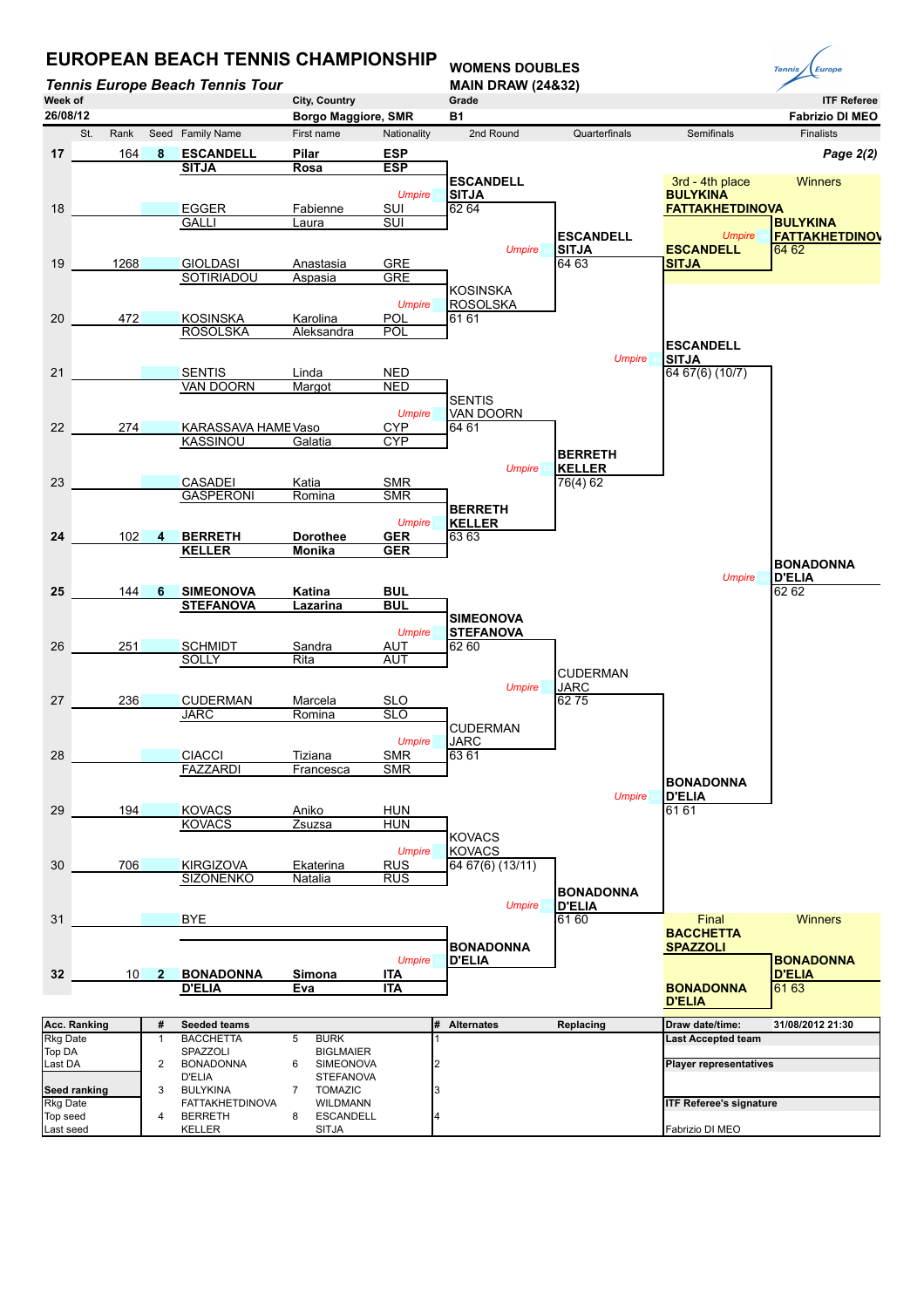# EUROPEAN BEACH TENNIS CHAMPIONSHIP

*Tennis Europe Beach Tennis Tour*

**WOMENS DOUBLES**
**MAIN DRAW (24&32)**

| Week of | City, Country | Grade | ITF Referee |
|---|---|---|---|
| 26/08/12 | Borgo Maggiore, SMR | B1 | Fabrizio DI MEO |

| # | St. | Rank | Seed | Family Name | First name | Nationality |
|---|---|---|---|---|---|---|
| **17** | | 164 | **8** | **ESCANDELL** | **Pilar** | **ESP** |
| | | | | **SITJA** | **Rosa** | **ESP** |
| 18 | | | | EGGER | Fabienne | SUI |
| | | | | GALLI | Laura | SUI |
| 19 | | 1268 | | GIOLDASI | Anastasia | GRE |
| | | | | SOTIRIADOU | Aspasia | GRE |
| 20 | | 472 | | KOSINSKA | Karolina | POL |
| | | | | ROSOLSKA | Aleksandra | POL |
| 21 | | | | SENTIS | Linda | NED |
| | | | | VAN DOORN | Margot | NED |
| 22 | | 274 | | KARASSAVA HAME | Vaso | CYP |
| | | | | KASSINOU | Galatia | CYP |
| 23 | | | | CASADEI | Katia | SMR |
| | | | | GASPERONI | Romina | SMR |
| **24** | | 102 | **4** | **BERRETH** | **Dorothee** | **GER** |
| | | | | **KELLER** | **Monika** | **GER** |
| **25** | | 144 | **6** | **SIMEONOVA** | **Katina** | **BUL** |
| | | | | **STEFANOVA** | **Lazarina** | **BUL** |
| 26 | | 251 | | SCHMIDT | Sandra | AUT |
| | | | | SOLLY | Rita | AUT |
| 27 | | 236 | | CUDERMAN | Marcela | SLO |
| | | | | JARC | Romina | SLO |
| 28 | | | | CIACCI | Tiziana | SMR |
| | | | | FAZZARDI | Francesca | SMR |
| 29 | | 194 | | KOVACS | Aniko | HUN |
| | | | | KOVACS | Zsuzsa | HUN |
| 30 | | 706 | | KIRGIZOVA | Ekaterina | RUS |
| | | | | SIZONENKO | Natalia | RUS |
| 31 | | | | BYE | | |
| **32** | | 10 | **2** | **BONADONNA** | **Simona** | **ITA** |
| | | | | **D'ELIA** | **Eva** | **ITA** |

**2nd Round**

- ESCANDELL / SITJA 62 64
- KOSINSKA / ROSOLSKA 61 61
- SENTIS / VAN DOORN 64 61
- BERRETH / KELLER 63 63
- SIMEONOVA / STEFANOVA 62 60
- CUDERMAN / JARC 63 61
- KOVACS / KOVACS 64 67(6) (13/11)
- BONADONNA / D'ELIA

**Quarterfinals**

- ESCANDELL / SITJA 64 63
- BERRETH / KELLER 76(4) 62
- CUDERMAN / JARC 62 75
- BONADONNA / D'ELIA 61 60

**Semifinals**

- ESCANDELL / SITJA 64 67(6) (10/7)
- BONADONNA / D'ELIA 61 61

**Finalists**

- BONADONNA / D'ELIA 62 62

**3rd - 4th place**: BULYKINA / FATTAKHETDINOVA vs ESCANDELL / SITJA — **Winners**: BULYKINA / FATTAKHETDINOVA 64 62

**Final**: BACCHETTA / SPAZZOLI vs BONADONNA / D'ELIA — **Winners**: BONADONNA / D'ELIA 61 63

| Acc. Ranking | # | Seeded teams | # | Seeded teams | # | Alternates | Replacing | Draw date/time: 31/08/2012 21:30 |
|---|---|---|---|---|---|---|---|---|
| Rkg Date | 1 | BACCHETTA | 5 | BURK | 1 | | | Last Accepted team |
| Top DA | | SPAZZOLI | | BIGLMAIER | | | | |
| Last DA | 2 | BONADONNA | 6 | SIMEONOVA | 2 | | | Player representatives |
| | | D'ELIA | | STEFANOVA | | | | |
| Seed ranking | 3 | BULYKINA | 7 | TOMAZIC | 3 | | | |
| Rkg Date | | FATTAKHETDINOVA | | WILDMANN | | | | ITF Referee's signature |
| Top seed | 4 | BERRETH | 8 | ESCANDELL | 4 | | | |
| Last seed | | KELLER | | SITJA | | | | Fabrizio DI MEO |